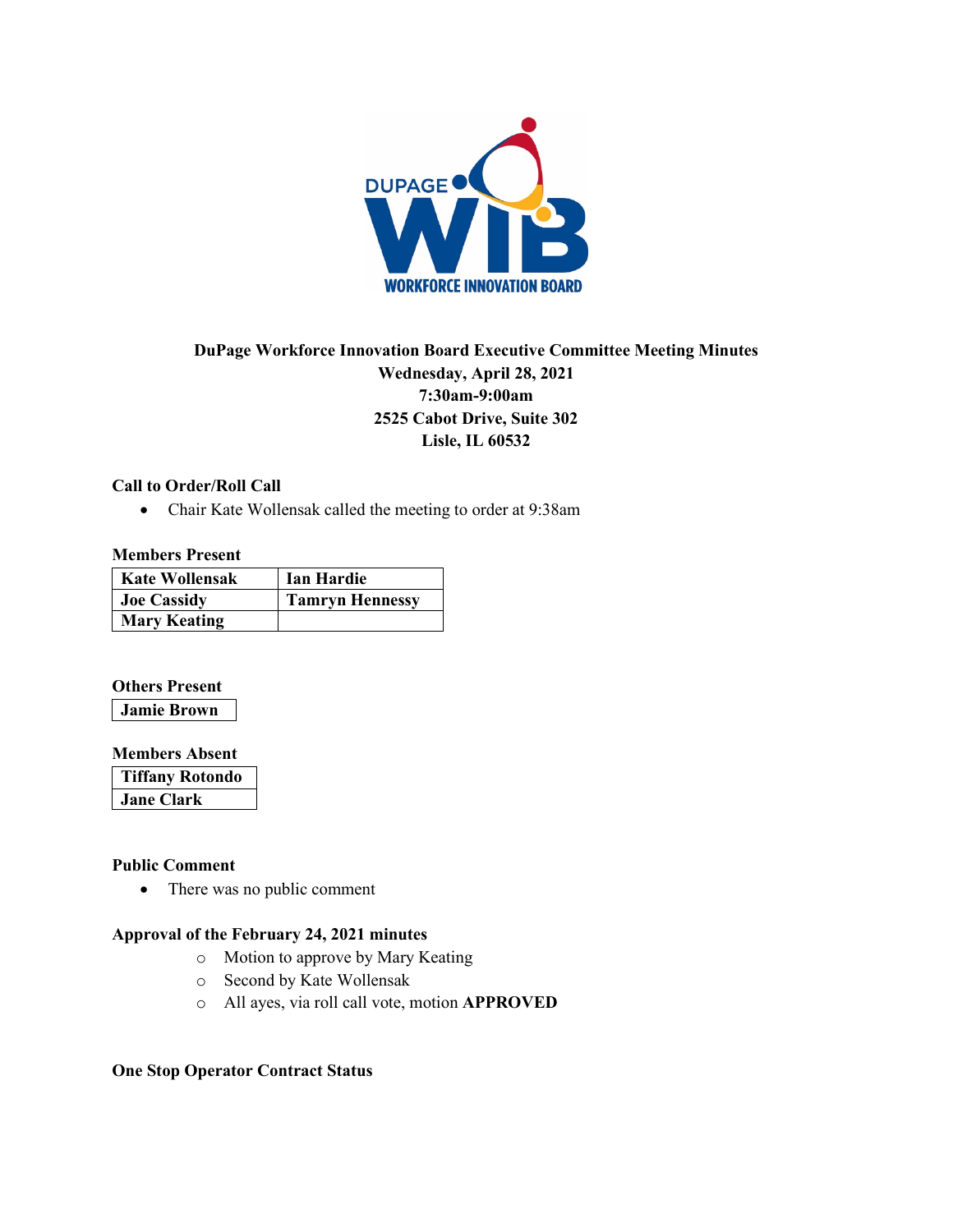**DuPage Workforce Innovation Board Executive Committee Meeting Minutes**
**Wednesday, April 28, 2021**
**7:30am-9:00am**
**2525 Cabot Drive, Suite 302**
**Lisle, IL 60532**

**Call to Order/Roll Call**

- Chair Kate Wollensak called the meeting to order at 9:38am

**Members Present**

| Kate Wollensak | Ian Hardie |
|---|---|
| Joe Cassidy | Tamryn Hennessy |
| Mary Keating | |

**Others Present**

| Jamie Brown |
|---|

**Members Absent**

| Tiffany Rotondo |
|---|
| Jane Clark |

**Public Comment**

- There was no public comment

**Approval of the February 24, 2021 minutes**

- Motion to approve by Mary Keating
- Second by Kate Wollensak
- All ayes, via roll call vote, motion **APPROVED**

**One Stop Operator Contract Status**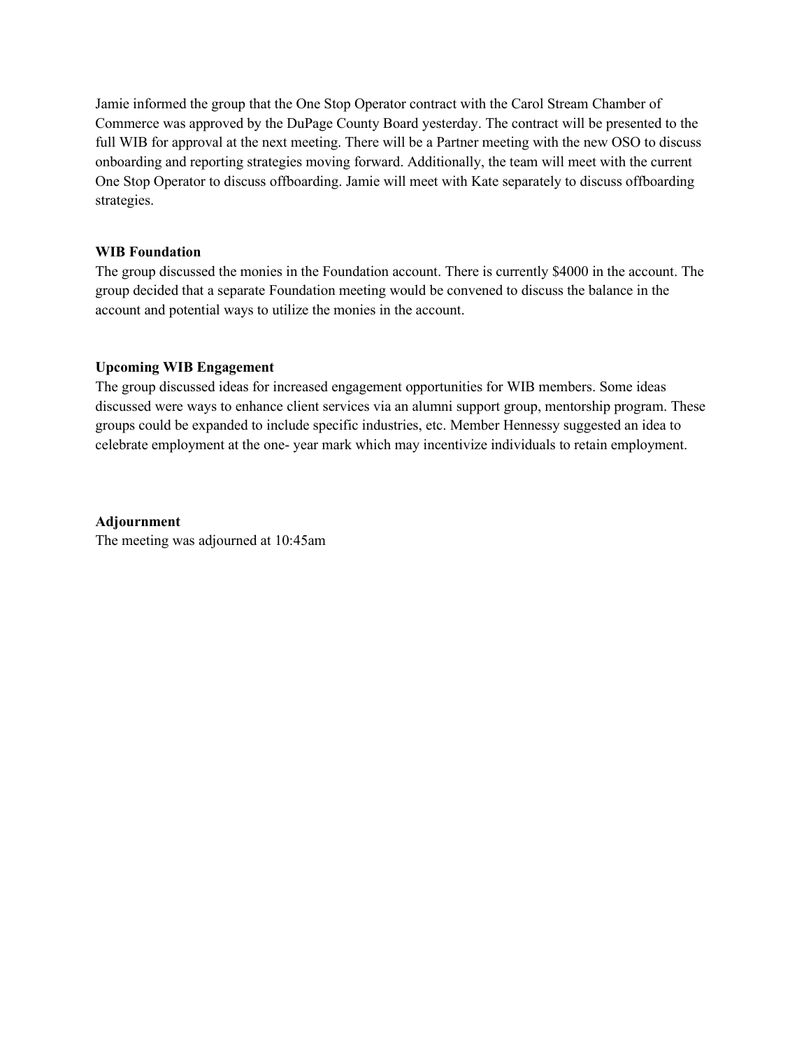Jamie informed the group that the One Stop Operator contract with the Carol Stream Chamber of Commerce was approved by the DuPage County Board yesterday. The contract will be presented to the full WIB for approval at the next meeting. There will be a Partner meeting with the new OSO to discuss onboarding and reporting strategies moving forward. Additionally, the team will meet with the current One Stop Operator to discuss offboarding. Jamie will meet with Kate separately to discuss offboarding strategies.

**WIB Foundation**

The group discussed the monies in the Foundation account. There is currently $4000 in the account. The group decided that a separate Foundation meeting would be convened to discuss the balance in the account and potential ways to utilize the monies in the account.

**Upcoming WIB Engagement**

The group discussed ideas for increased engagement opportunities for WIB members. Some ideas discussed were ways to enhance client services via an alumni support group, mentorship program. These groups could be expanded to include specific industries, etc. Member Hennessy suggested an idea to celebrate employment at the one- year mark which may incentivize individuals to retain employment.

**Adjournment**

The meeting was adjourned at 10:45am